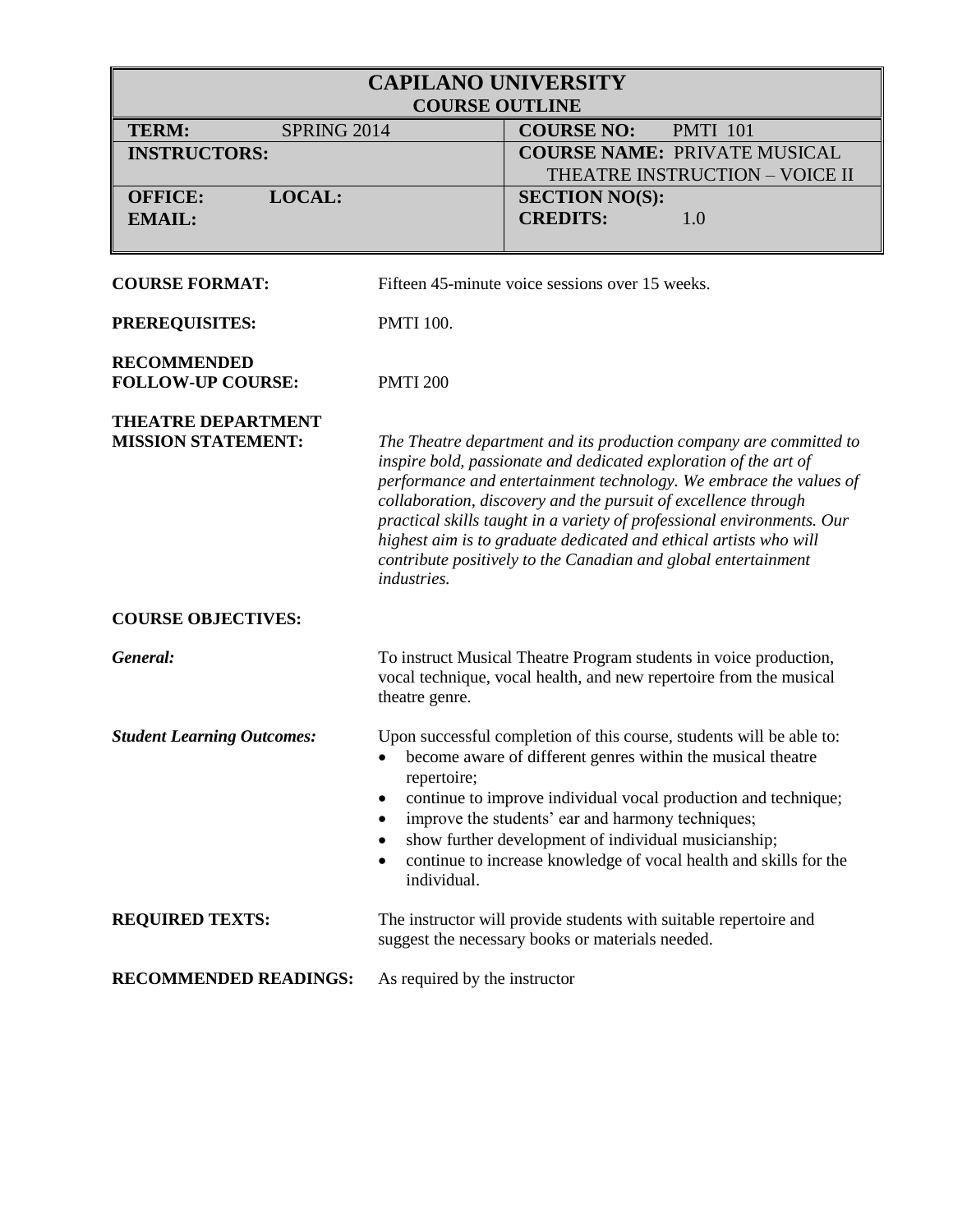# CAPILANO UNIVERSITY
## COURSE OUTLINE

| | | | |
|---|---|---|---|
| **TERM:** | SPRING 2014 | **COURSE NO:** | PMTI 101 |
| **INSTRUCTORS:** | | **COURSE NAME:** | PRIVATE MUSICAL THEATRE INSTRUCTION – VOICE II |
| **OFFICE:** | **LOCAL:** | **SECTION NO(S):** | |
| **EMAIL:** | | **CREDITS:** | 1.0 |

**COURSE FORMAT:** Fifteen 45-minute voice sessions over 15 weeks.

**PREREQUISITES:** PMTI 100.

**RECOMMENDED FOLLOW-UP COURSE:** PMTI 200

**THEATRE DEPARTMENT MISSION STATEMENT:** *The Theatre department and its production company are committed to inspire bold, passionate and dedicated exploration of the art of performance and entertainment technology. We embrace the values of collaboration, discovery and the pursuit of excellence through practical skills taught in a variety of professional environments. Our highest aim is to graduate dedicated and ethical artists who will contribute positively to the Canadian and global entertainment industries.*

**COURSE OBJECTIVES:**

***General:*** To instruct Musical Theatre Program students in voice production, vocal technique, vocal health, and new repertoire from the musical theatre genre.

***Student Learning Outcomes:*** Upon successful completion of this course, students will be able to:

- become aware of different genres within the musical theatre repertoire;
- continue to improve individual vocal production and technique;
- improve the students' ear and harmony techniques;
- show further development of individual musicianship;
- continue to increase knowledge of vocal health and skills for the individual.

**REQUIRED TEXTS:** The instructor will provide students with suitable repertoire and suggest the necessary books or materials needed.

**RECOMMENDED READINGS:** As required by the instructor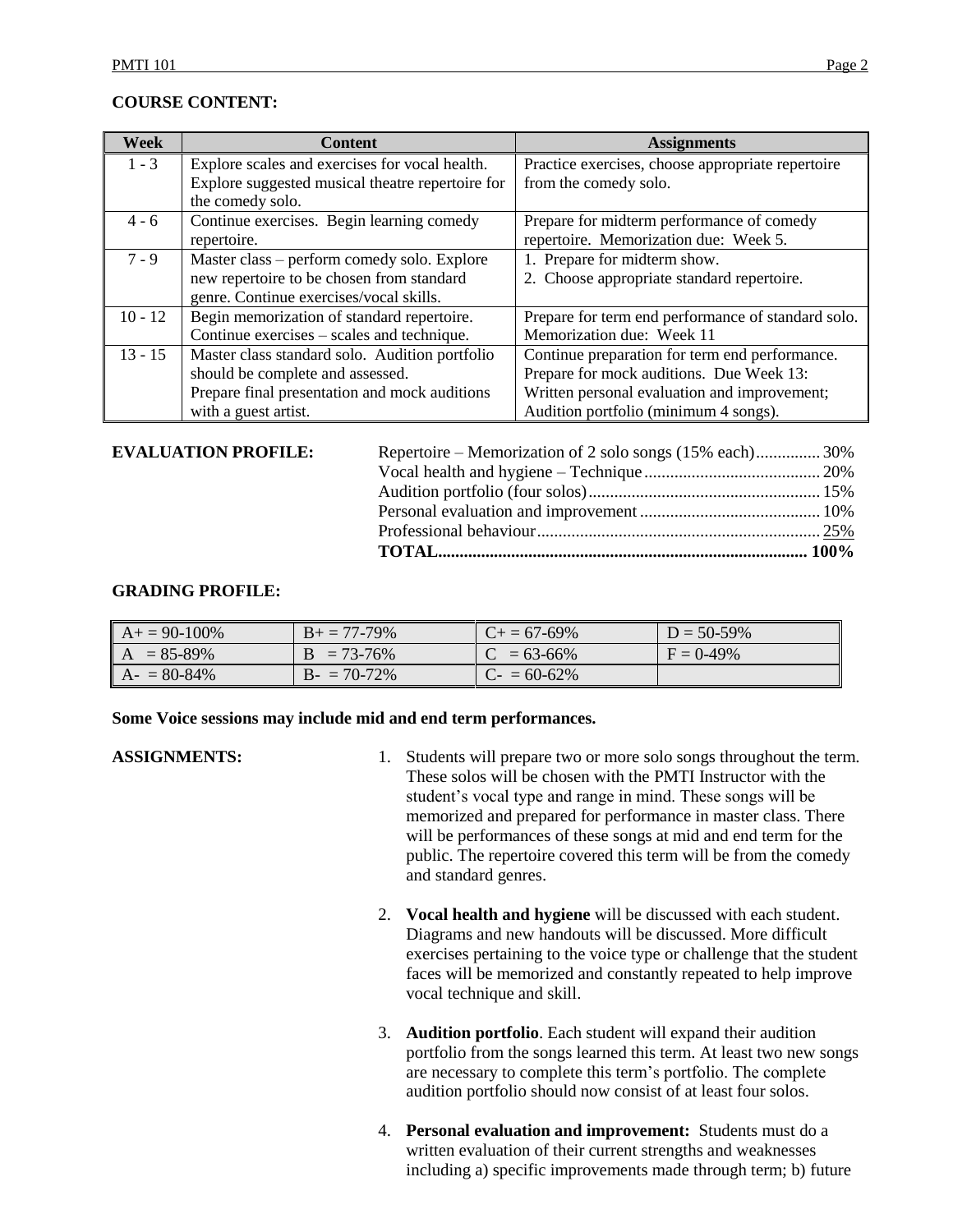**COURSE CONTENT:**

| Week | Content | Assignments |
|---|---|---|
| 1 - 3 | Explore scales and exercises for vocal health. Explore suggested musical theatre repertoire for the comedy solo. | Practice exercises, choose appropriate repertoire from the comedy solo. |
| 4 - 6 | Continue exercises. Begin learning comedy repertoire. | Prepare for midterm performance of comedy repertoire. Memorization due: Week 5. |
| 7 - 9 | Master class – perform comedy solo. Explore new repertoire to be chosen from standard genre. Continue exercises/vocal skills. | 1. Prepare for midterm show. 2. Choose appropriate standard repertoire. |
| 10 - 12 | Begin memorization of standard repertoire. Continue exercises – scales and technique. | Prepare for term end performance of standard solo. Memorization due: Week 11 |
| 13 - 15 | Master class standard solo. Audition portfolio should be complete and assessed. Prepare final presentation and mock auditions with a guest artist. | Continue preparation for term end performance. Prepare for mock auditions. Due Week 13: Written personal evaluation and improvement; Audition portfolio (minimum 4 songs). |

**EVALUATION PROFILE:**

| | |
|---|---|
| Repertoire – Memorization of 2 solo songs (15% each) | 30% |
| Vocal health and hygiene – Technique | 20% |
| Audition portfolio (four solos) | 15% |
| Personal evaluation and improvement | 10% |
| Professional behaviour | 25% |
| **TOTAL** | **100%** |

**GRADING PROFILE:**

| | | | |
|---|---|---|---|
| A+ = 90-100% | B+ = 77-79% | C+ = 67-69% | D = 50-59% |
| A = 85-89% | B = 73-76% | C = 63-66% | F = 0-49% |
| A- = 80-84% | B- = 70-72% | C- = 60-62% | |

**Some Voice sessions may include mid and end term performances.**

**ASSIGNMENTS:**

1. Students will prepare two or more solo songs throughout the term. These solos will be chosen with the PMTI Instructor with the student's vocal type and range in mind. These songs will be memorized and prepared for performance in master class. There will be performances of these songs at mid and end term for the public. The repertoire covered this term will be from the comedy and standard genres.

2. **Vocal health and hygiene** will be discussed with each student. Diagrams and new handouts will be discussed. More difficult exercises pertaining to the voice type or challenge that the student faces will be memorized and constantly repeated to help improve vocal technique and skill.

3. **Audition portfolio**. Each student will expand their audition portfolio from the songs learned this term. At least two new songs are necessary to complete this term's portfolio. The complete audition portfolio should now consist of at least four solos.

4. **Personal evaluation and improvement:** Students must do a written evaluation of their current strengths and weaknesses including a) specific improvements made through term; b) future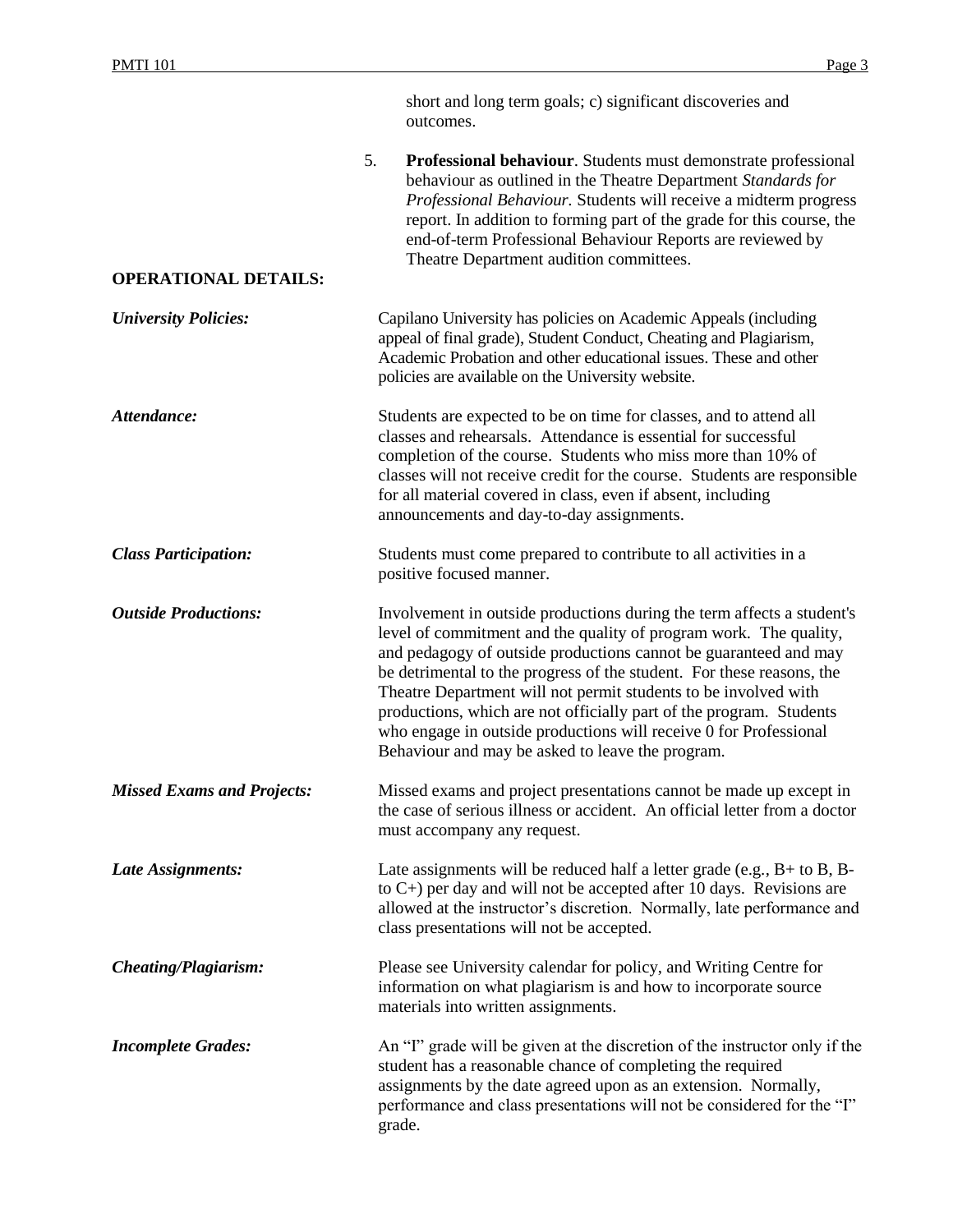short and long term goals; c) significant discoveries and outcomes.

5. **Professional behaviour**. Students must demonstrate professional behaviour as outlined in the Theatre Department *Standards for Professional Behaviour*. Students will receive a midterm progress report. In addition to forming part of the grade for this course, the end-of-term Professional Behaviour Reports are reviewed by Theatre Department audition committees.

## OPERATIONAL DETAILS:

***University Policies:*** Capilano University has policies on Academic Appeals (including appeal of final grade), Student Conduct, Cheating and Plagiarism, Academic Probation and other educational issues. These and other policies are available on the University website.

***Attendance:*** Students are expected to be on time for classes, and to attend all classes and rehearsals. Attendance is essential for successful completion of the course. Students who miss more than 10% of classes will not receive credit for the course. Students are responsible for all material covered in class, even if absent, including announcements and day-to-day assignments.

***Class Participation:*** Students must come prepared to contribute to all activities in a positive focused manner.

***Outside Productions:*** Involvement in outside productions during the term affects a student's level of commitment and the quality of program work. The quality, and pedagogy of outside productions cannot be guaranteed and may be detrimental to the progress of the student. For these reasons, the Theatre Department will not permit students to be involved with productions, which are not officially part of the program. Students who engage in outside productions will receive 0 for Professional Behaviour and may be asked to leave the program.

***Missed Exams and Projects:*** Missed exams and project presentations cannot be made up except in the case of serious illness or accident. An official letter from a doctor must accompany any request.

***Late Assignments:*** Late assignments will be reduced half a letter grade (e.g., B+ to B, B- to C+) per day and will not be accepted after 10 days. Revisions are allowed at the instructor's discretion. Normally, late performance and class presentations will not be accepted.

***Cheating/Plagiarism:*** Please see University calendar for policy, and Writing Centre for information on what plagiarism is and how to incorporate source materials into written assignments.

***Incomplete Grades:*** An "I" grade will be given at the discretion of the instructor only if the student has a reasonable chance of completing the required assignments by the date agreed upon as an extension. Normally, performance and class presentations will not be considered for the "I" grade.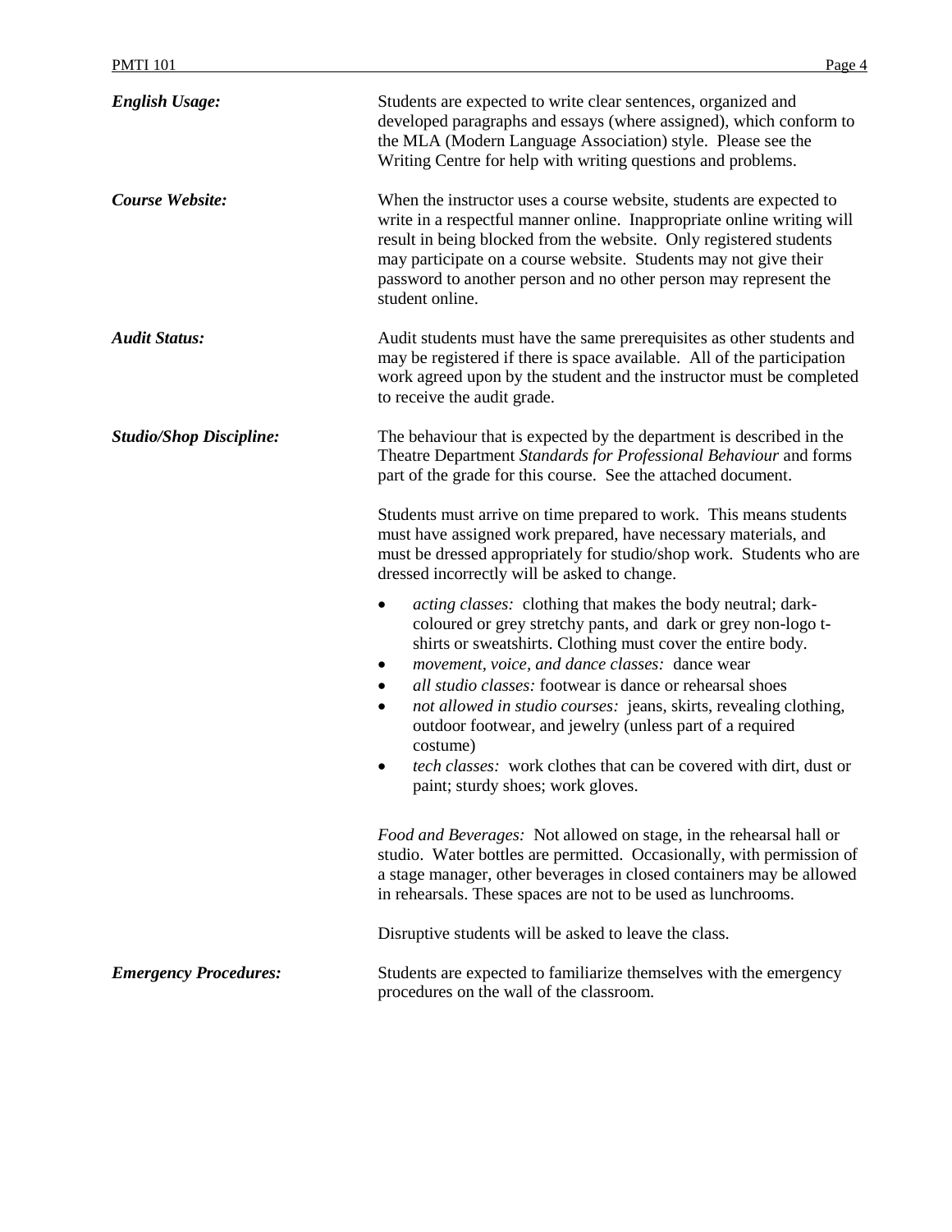**_English Usage:_** Students are expected to write clear sentences, organized and developed paragraphs and essays (where assigned), which conform to the MLA (Modern Language Association) style. Please see the Writing Centre for help with writing questions and problems.

**_Course Website:_** When the instructor uses a course website, students are expected to write in a respectful manner online. Inappropriate online writing will result in being blocked from the website. Only registered students may participate on a course website. Students may not give their password to another person and no other person may represent the student online.

**_Audit Status:_** Audit students must have the same prerequisites as other students and may be registered if there is space available. All of the participation work agreed upon by the student and the instructor must be completed to receive the audit grade.

**_Studio/Shop Discipline:_** The behaviour that is expected by the department is described in the Theatre Department *Standards for Professional Behaviour* and forms part of the grade for this course. See the attached document.

Students must arrive on time prepared to work. This means students must have assigned work prepared, have necessary materials, and must be dressed appropriately for studio/shop work. Students who are dressed incorrectly will be asked to change.

- *acting classes:* clothing that makes the body neutral; dark-coloured or grey stretchy pants, and dark or grey non-logo t-shirts or sweatshirts. Clothing must cover the entire body.
- *movement, voice, and dance classes:* dance wear
- *all studio classes:* footwear is dance or rehearsal shoes
- *not allowed in studio courses:* jeans, skirts, revealing clothing, outdoor footwear, and jewelry (unless part of a required costume)
- *tech classes:* work clothes that can be covered with dirt, dust or paint; sturdy shoes; work gloves.

*Food and Beverages:* Not allowed on stage, in the rehearsal hall or studio. Water bottles are permitted. Occasionally, with permission of a stage manager, other beverages in closed containers may be allowed in rehearsals. These spaces are not to be used as lunchrooms.

Disruptive students will be asked to leave the class.

**_Emergency Procedures:_** Students are expected to familiarize themselves with the emergency procedures on the wall of the classroom.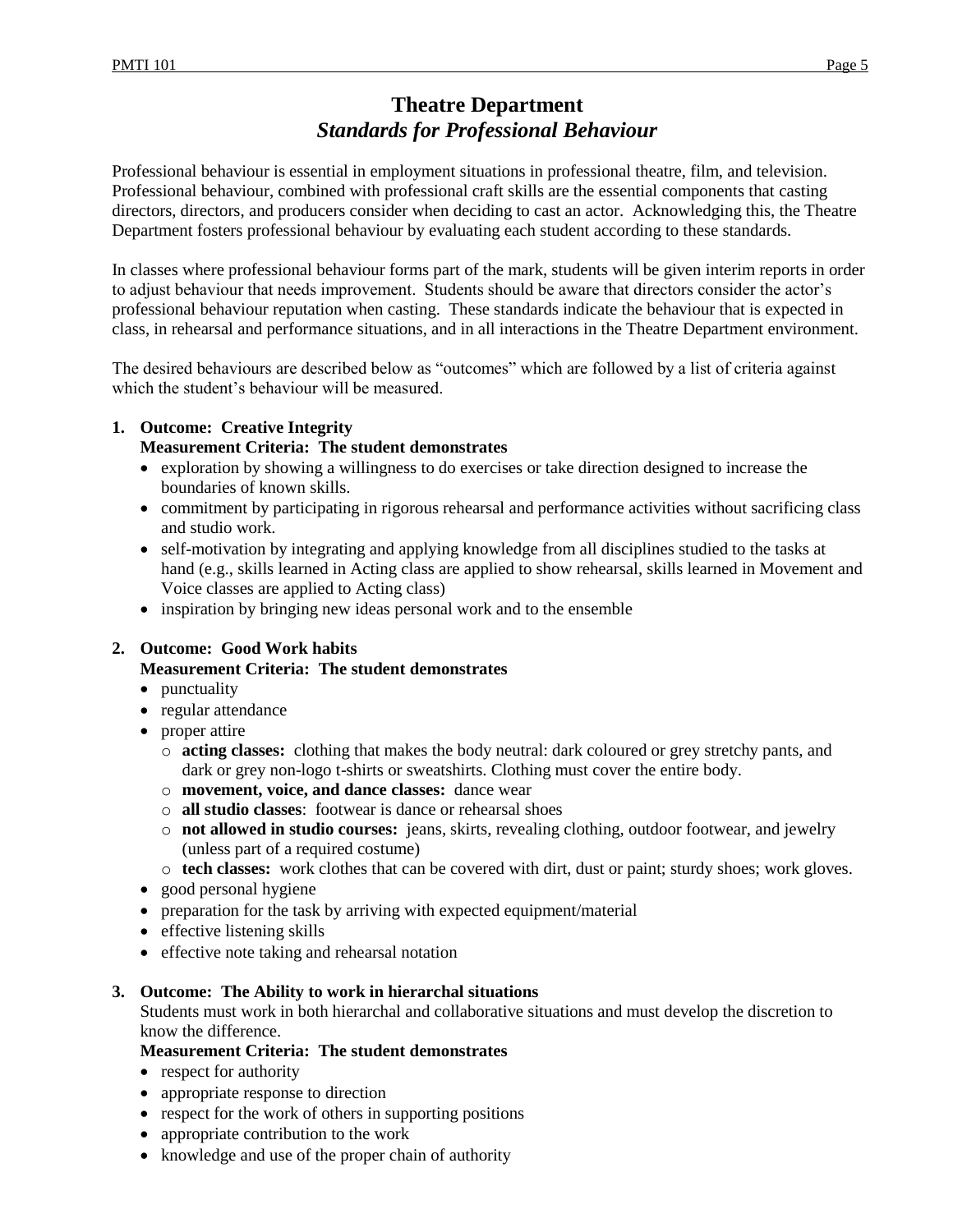# Theatre Department

## *Standards for Professional Behaviour*

Professional behaviour is essential in employment situations in professional theatre, film, and television. Professional behaviour, combined with professional craft skills are the essential components that casting directors, directors, and producers consider when deciding to cast an actor. Acknowledging this, the Theatre Department fosters professional behaviour by evaluating each student according to these standards.

In classes where professional behaviour forms part of the mark, students will be given interim reports in order to adjust behaviour that needs improvement. Students should be aware that directors consider the actor's professional behaviour reputation when casting. These standards indicate the behaviour that is expected in class, in rehearsal and performance situations, and in all interactions in the Theatre Department environment.

The desired behaviours are described below as "outcomes" which are followed by a list of criteria against which the student's behaviour will be measured.

1. **Outcome: Creative Integrity**
   **Measurement Criteria: The student demonstrates**
   - exploration by showing a willingness to do exercises or take direction designed to increase the boundaries of known skills.
   - commitment by participating in rigorous rehearsal and performance activities without sacrificing class and studio work.
   - self-motivation by integrating and applying knowledge from all disciplines studied to the tasks at hand (e.g., skills learned in Acting class are applied to show rehearsal, skills learned in Movement and Voice classes are applied to Acting class)
   - inspiration by bringing new ideas personal work and to the ensemble

2. **Outcome: Good Work habits**
   **Measurement Criteria: The student demonstrates**
   - punctuality
   - regular attendance
   - proper attire
     - **acting classes:** clothing that makes the body neutral: dark coloured or grey stretchy pants, and dark or grey non-logo t-shirts or sweatshirts. Clothing must cover the entire body.
     - **movement, voice, and dance classes:** dance wear
     - **all studio classes**: footwear is dance or rehearsal shoes
     - **not allowed in studio courses:** jeans, skirts, revealing clothing, outdoor footwear, and jewelry (unless part of a required costume)
     - **tech classes:** work clothes that can be covered with dirt, dust or paint; sturdy shoes; work gloves.
   - good personal hygiene
   - preparation for the task by arriving with expected equipment/material
   - effective listening skills
   - effective note taking and rehearsal notation

3. **Outcome: The Ability to work in hierarchal situations**
   Students must work in both hierarchal and collaborative situations and must develop the discretion to know the difference.
   **Measurement Criteria: The student demonstrates**
   - respect for authority
   - appropriate response to direction
   - respect for the work of others in supporting positions
   - appropriate contribution to the work
   - knowledge and use of the proper chain of authority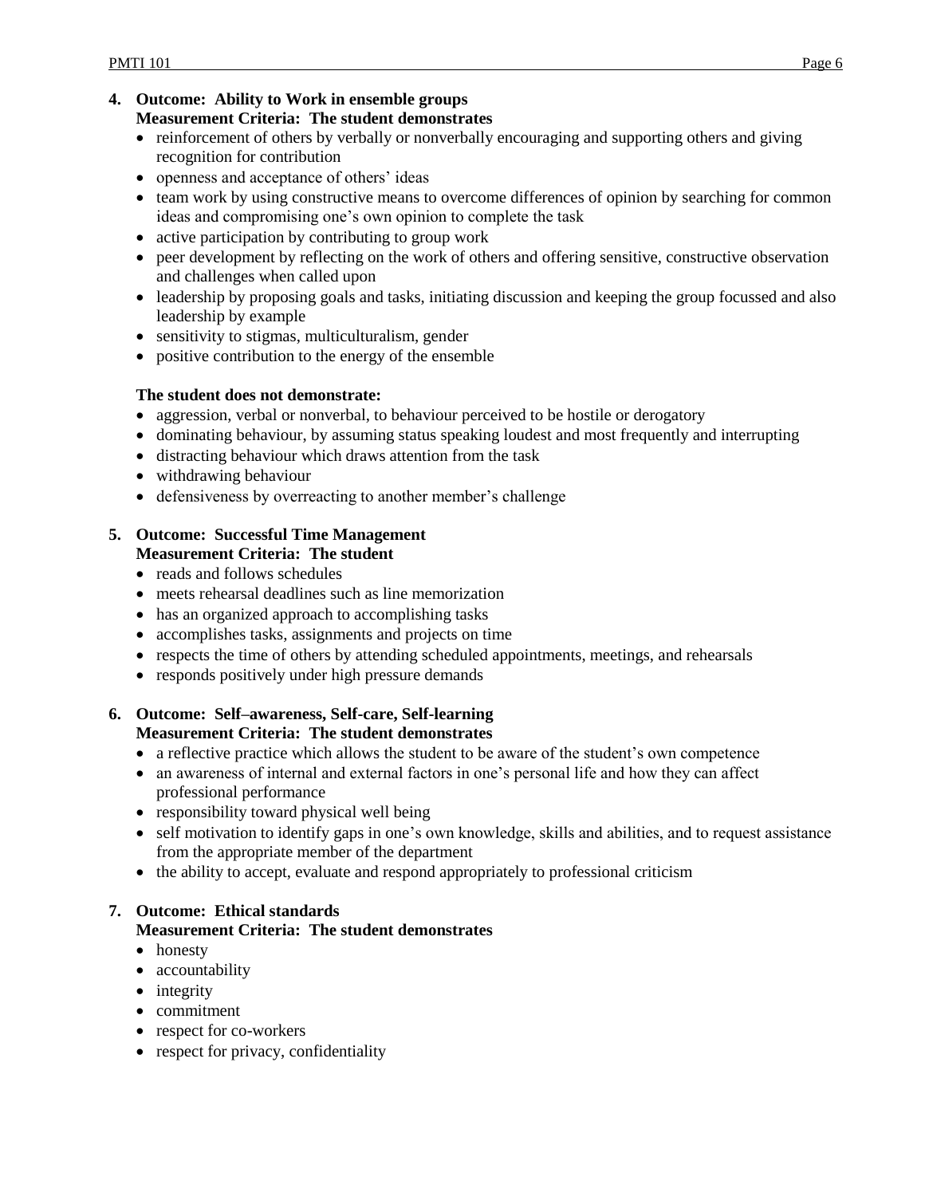4. **Outcome: Ability to Work in ensemble groups**
   **Measurement Criteria: The student demonstrates**
   - reinforcement of others by verbally or nonverbally encouraging and supporting others and giving recognition for contribution
   - openness and acceptance of others' ideas
   - team work by using constructive means to overcome differences of opinion by searching for common ideas and compromising one's own opinion to complete the task
   - active participation by contributing to group work
   - peer development by reflecting on the work of others and offering sensitive, constructive observation and challenges when called upon
   - leadership by proposing goals and tasks, initiating discussion and keeping the group focussed and also leadership by example
   - sensitivity to stigmas, multiculturalism, gender
   - positive contribution to the energy of the ensemble

   **The student does not demonstrate:**
   - aggression, verbal or nonverbal, to behaviour perceived to be hostile or derogatory
   - dominating behaviour, by assuming status speaking loudest and most frequently and interrupting
   - distracting behaviour which draws attention from the task
   - withdrawing behaviour
   - defensiveness by overreacting to another member's challenge

5. **Outcome: Successful Time Management**
   **Measurement Criteria: The student**
   - reads and follows schedules
   - meets rehearsal deadlines such as line memorization
   - has an organized approach to accomplishing tasks
   - accomplishes tasks, assignments and projects on time
   - respects the time of others by attending scheduled appointments, meetings, and rehearsals
   - responds positively under high pressure demands

6. **Outcome: Self–awareness, Self-care, Self-learning**
   **Measurement Criteria: The student demonstrates**
   - a reflective practice which allows the student to be aware of the student's own competence
   - an awareness of internal and external factors in one's personal life and how they can affect professional performance
   - responsibility toward physical well being
   - self motivation to identify gaps in one's own knowledge, skills and abilities, and to request assistance from the appropriate member of the department
   - the ability to accept, evaluate and respond appropriately to professional criticism

7. **Outcome: Ethical standards**
   **Measurement Criteria: The student demonstrates**
   - honesty
   - accountability
   - integrity
   - commitment
   - respect for co-workers
   - respect for privacy, confidentiality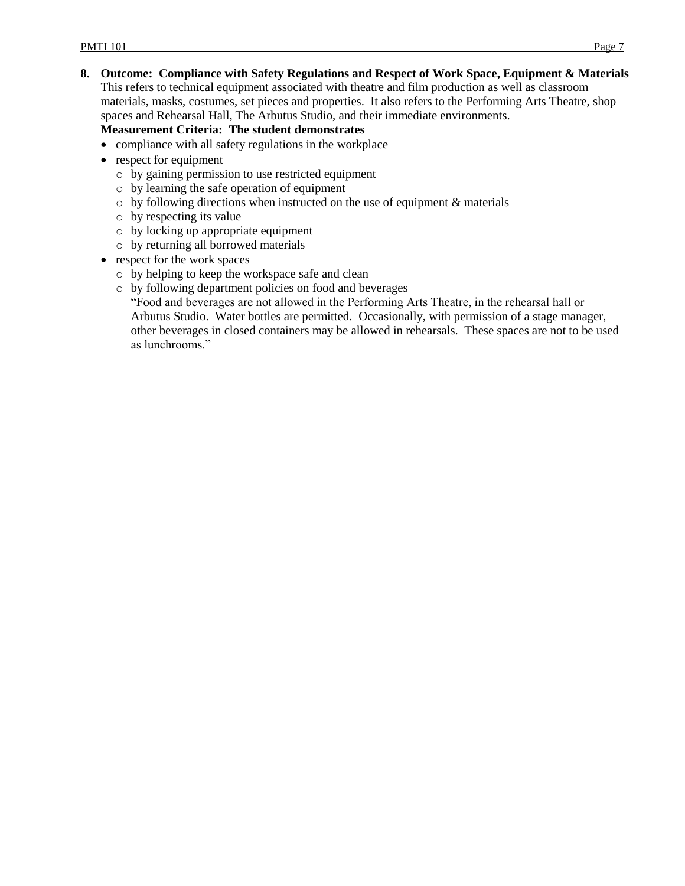**8. Outcome: Compliance with Safety Regulations and Respect of Work Space, Equipment & Materials**

This refers to technical equipment associated with theatre and film production as well as classroom materials, masks, costumes, set pieces and properties. It also refers to the Performing Arts Theatre, shop spaces and Rehearsal Hall, The Arbutus Studio, and their immediate environments.

**Measurement Criteria: The student demonstrates**

- compliance with all safety regulations in the workplace
- respect for equipment
  - by gaining permission to use restricted equipment
  - by learning the safe operation of equipment
  - by following directions when instructed on the use of equipment & materials
  - by respecting its value
  - by locking up appropriate equipment
  - by returning all borrowed materials
- respect for the work spaces
  - by helping to keep the workspace safe and clean
  - by following department policies on food and beverages

    "Food and beverages are not allowed in the Performing Arts Theatre, in the rehearsal hall or Arbutus Studio. Water bottles are permitted. Occasionally, with permission of a stage manager, other beverages in closed containers may be allowed in rehearsals. These spaces are not to be used as lunchrooms."